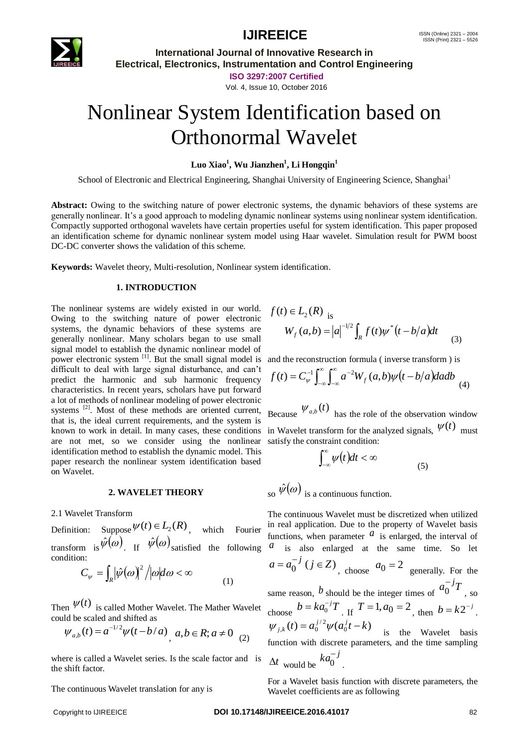# Nonlinear System Identification based on Orthonormal Wavelet

**Luo Xiao[1], Wu Jianzhen[1], Li Hongqin[1]**

School of Electronic and Electrical Engineering, Shanghai University of Engineering Science, Shanghai[1]

**Abstract:** Owing to the switching nature of power electronic systems, the dynamic behaviors of these systems are generally nonlinear. It's a good approach to modeling dynamic nonlinear systems using nonlinear system identification. Compactly supported orthogonal wavelets have certain properties useful for system identification. This paper proposed an identification scheme for dynamic nonlinear system model using Haar wavelet. Simulation result for PWM boost DC-DC converter shows the validation of this scheme.

**Keywords:** Wavelet theory, Multi-resolution, Nonlinear system identification.

## 1. INTRODUCTION

The nonlinear systems are widely existed in our world. Owing to the switching nature of power electronic systems, the dynamic behaviors of these systems are generally nonlinear. Many scholars began to use small signal model to establish the dynamic nonlinear model of power electronic system [1]. But the small signal model is difficult to deal with large signal disturbance, and can't predict the harmonic and sub harmonic frequency characteristics. In recent years, scholars have put forward a lot of methods of nonlinear modeling of power electronic systems [2]. Most of these methods are oriented current, that is, the ideal current requirements, and the system is known to work in detail. In many cases, these conditions are not met, so we consider using the nonlinear identification method to establish the dynamic model. This paper research the nonlinear system identification based on Wavelet.

## 2. WAVELET THEORY

2.1 Wavelet Transform

Definition: Suppose $\psi(t) \in L_2(R)$, which Fourier transform is $\hat{\psi}(\omega)$. If $\hat{\psi}(\omega)$ satisfied the following condition:

$$C_\psi = \int_R \left|\hat{\psi}(\omega)\right|^2 / |\omega| d\omega < \infty \tag{1}$$

Then $\psi(t)$ is called Mother Wavelet. The Mather Wavelet could be scaled and shifted as

$$\psi_{a,b}(t) = a^{-1/2}\psi(t - b/a),\ a,b \in R; a \neq 0 \tag{2}$$

where is called a Wavelet series. Is the scale factor and is the shift factor.

The continuous Wavelet translation for any is $f(t) \in L_2(R)$ is

$$W_f(a,b) = |a|^{-1/2} \int_R f(t)\psi^*(t - b/a)dt \tag{3}$$

and the reconstruction formula ( inverse transform ) is

$$f(t) = C_\psi^{-1} \int_{-\infty}^{\infty}\int_{-\infty}^{\infty} a^{-2} W_f(a,b)\psi(t - b/a) da db \tag{4}$$

Because $\psi_{a,b}(t)$ has the role of the observation window in Wavelet transform for the analyzed signals, $\psi(t)$ must satisfy the constraint condition:

$$\int_{-\infty}^{\infty} \psi(t) dt < \infty \tag{5}$$

so $\hat{\psi}(\omega)$ is a continuous function.

The continuous Wavelet must be discretized when utilized in real application. Due to the property of Wavelet basis functions, when parameter $a$ is enlarged, the interval of $a$ is also enlarged at the same time. So let $a = a_0^{-j}\ (j \in Z)$, choose $a_0 = 2$ generally. For the same reason, $b$ should be the integer times of $a_0^{-j}T$, so choose $b = ka_0^{-j}T$. If $T = 1, a_0 = 2$, then $b = k2^{-j}$. $\psi_{j,k}(t) = a_0^{j/2}\psi(a_0^j t - k)$ is the Wavelet basis function with discrete parameters, and the time sampling $\Delta t$ would be $ka_0^{-j}$.

For a Wavelet basis function with discrete parameters, the Wavelet coefficients are as following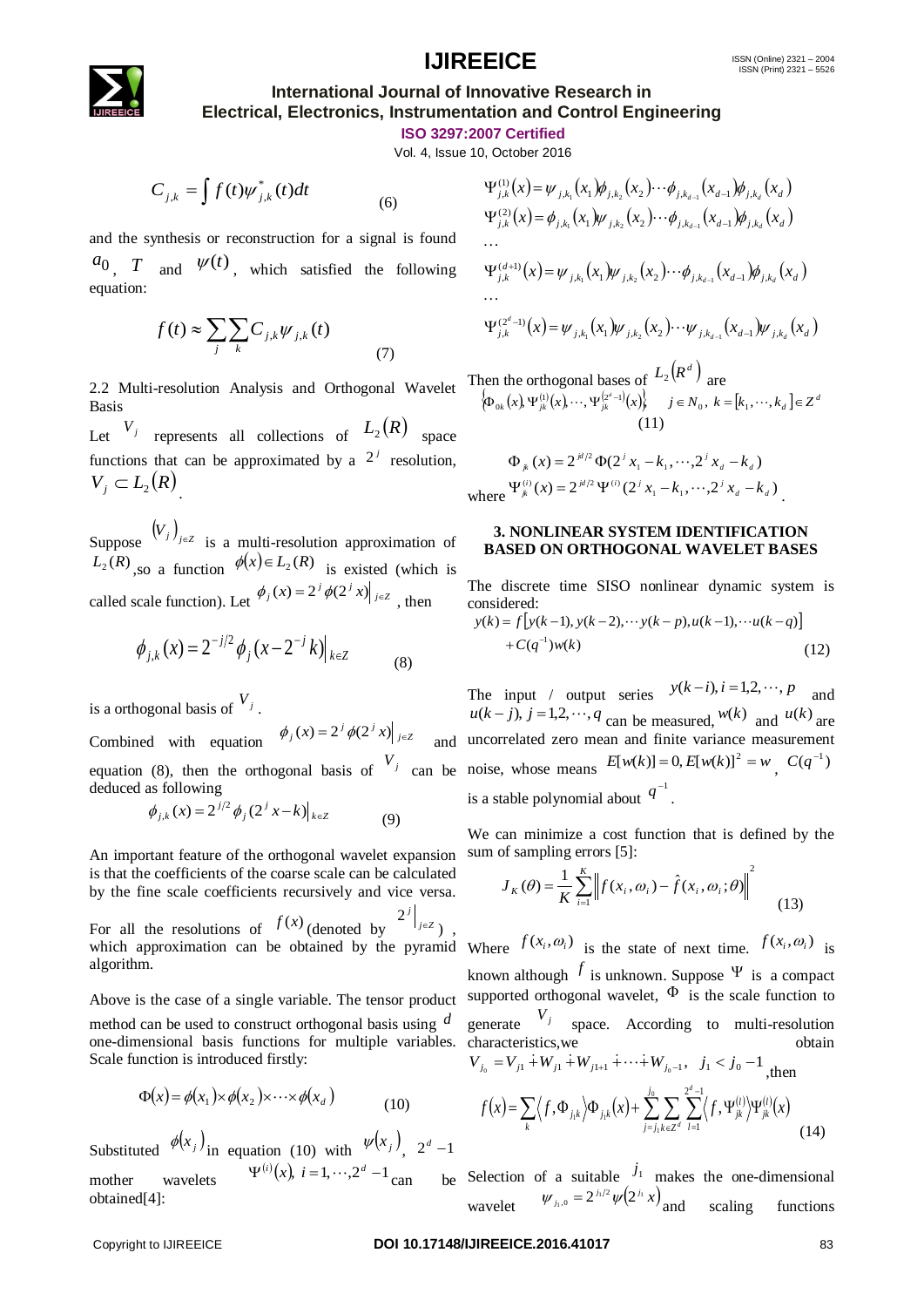$$C_{j,k} = \int f(t)\psi^*_{j,k}(t)dt \tag{6}$$

and the synthesis or reconstruction for a signal is found $a_0$, $T$ and $\psi(t)$, which satisfied the following equation:

$$f(t) \approx \sum_j \sum_k C_{j,k}\psi_{j,k}(t) \tag{7}$$

2.2 Multi-resolution Analysis and Orthogonal Wavelet Basis

Let $V_j$ represents all collections of $L_2(R)$ space functions that can be approximated by a $2^j$ resolution, $V_j \subset L_2(R)$.

Suppose $(V_j)_{j\in Z}$ is a multi-resolution approximation of $L_2(R)$, so a function $\phi(x) \in L_2(R)$ is existed (which is called scale function). Let $\phi_j(x) = 2^j \phi(2^j x)\big|_{j\in Z}$, then

$$\phi_{j,k}(x) = 2^{-j/2}\phi_j(x - 2^{-j}k)\big|_{k\in Z} \tag{8}$$

is a orthogonal basis of $V_j$.

Combined with equation $\phi_j(x) = 2^j \phi(2^j x)\big|_{j\in Z}$ and equation (8), then the orthogonal basis of $V_j$ can be deduced as following

$$\phi_{j,k}(x) = 2^{j/2}\phi_j(2^j x - k)\big|_{k\in Z} \tag{9}$$

An important feature of the orthogonal wavelet expansion is that the coefficients of the coarse scale can be calculated by the fine scale coefficients recursively and vice versa.

For all the resolutions of $f(x)$ (denoted by $2^j\big|_{j\in Z}$), which approximation can be obtained by the pyramid algorithm.

Above is the case of a single variable. The tensor product method can be used to construct orthogonal basis using $d$ one-dimensional basis functions for multiple variables. Scale function is introduced firstly:

$$\Phi(x) = \phi(x_1)\times\phi(x_2)\times\cdots\times\phi(x_d) \tag{10}$$

Substituted $\phi(x_j)$ in equation (10) with $\psi(x_j)$, $2^d - 1$ mother wavelets $\Psi^{(i)}(x),\ i = 1,\cdots,2^d - 1$ can be obtained[4]:

$$\Psi^{(1)}_{j,k}(x) = \psi_{j,k_1}(x_1)\phi_{j,k_2}(x_2)\cdots\phi_{j,k_{d-1}}(x_{d-1})\phi_{j,k_d}(x_d)$$
$$\Psi^{(2)}_{j,k}(x) = \phi_{j,k_1}(x_1)\psi_{j,k_2}(x_2)\cdots\phi_{j,k_{d-1}}(x_{d-1})\phi_{j,k_d}(x_d)$$
$$\cdots$$
$$\Psi^{(d+1)}_{j,k}(x) = \psi_{j,k_1}(x_1)\psi_{j,k_2}(x_2)\cdots\phi_{j,k_{d-1}}(x_{d-1})\phi_{j,k_d}(x_d)$$
$$\cdots$$
$$\Psi^{(2^d-1)}_{j,k}(x) = \psi_{j,k_1}(x_1)\psi_{j,k_2}(x_2)\cdots\psi_{j,k_{d-1}}(x_{d-1})\psi_{j,k_d}(x_d)$$

Then the orthogonal bases of $L_2(R^d)$ are

$$\left\{\Phi_{0k}(x), \Psi^{(1)}_{jk}(x), \cdots, \Psi^{(2^d-1)}_{jk}(x)\right\}, \quad j \in N_0,\ k = [k_1,\cdots,k_d] \in Z^d \tag{11}$$

$$\Phi_{jk}(x) = 2^{jd/2}\Phi(2^j x_1 - k_1, \cdots, 2^j x_d - k_d)$$

where $\Psi^{(i)}_{jk}(x) = 2^{jd/2}\Psi^{(i)}(2^j x_1 - k_1, \cdots, 2^j x_d - k_d)$.

## 3. NONLINEAR SYSTEM IDENTIFICATION BASED ON ORTHOGONAL WAVELET BASES

The discrete time SISO nonlinear dynamic system is considered:

$$y(k) = f\left[y(k-1), y(k-2), \cdots y(k-p), u(k-1), \cdots u(k-q)\right] + C(q^{-1})w(k) \tag{12}$$

The input / output series $y(k-i), i = 1,2,\cdots,p$ and $u(k-j),\ j = 1,2,\cdots,q$ can be measured, $w(k)$ and $u(k)$ are uncorrelated zero mean and finite variance measurement noise, whose means $E[w(k)] = 0, E[w(k)]^2 = w$, $C(q^{-1})$ is a stable polynomial about $q^{-1}$.

We can minimize a cost function that is defined by the sum of sampling errors [5]:

$$J_K(\theta) = \frac{1}{K}\sum_{i=1}^{K}\left\| f(x_i,\omega_i) - \hat{f}(x_i,\omega_i;\theta)\right\|^2 \tag{13}$$

Where $f(x_i,\omega_i)$ is the state of next time. $f(x_i,\omega_i)$ is known although $f$ is unknown. Suppose $\Psi$ is a compact supported orthogonal wavelet, $\Phi$ is the scale function to generate $V_j$ space. According to multi-resolution characteristics, we obtain $V_{j_0} = V_{j1} \dot{+} W_{j1} \dot{+} W_{j1+1} \dot{+} \cdots \dot{+} W_{j_0-1},\ \ j_1 < j_0 - 1$, then

$$f(x) = \sum_k \left\langle f, \Phi_{j_1 k}\right\rangle \Phi_{j_1 k}(x) + \sum_{j=j_1}^{j_0}\sum_{k\in Z^d}\sum_{l=1}^{2^d-1}\left\langle f, \Psi^{(i)}_{jk}\right\rangle \Psi^{(i)}_{jk}(x) \tag{14}$$

Selection of a suitable $j_1$ makes the one-dimensional wavelet $\psi_{j_1,0} = 2^{j_1/2}\psi(2^{j_1}x)$ and scaling functions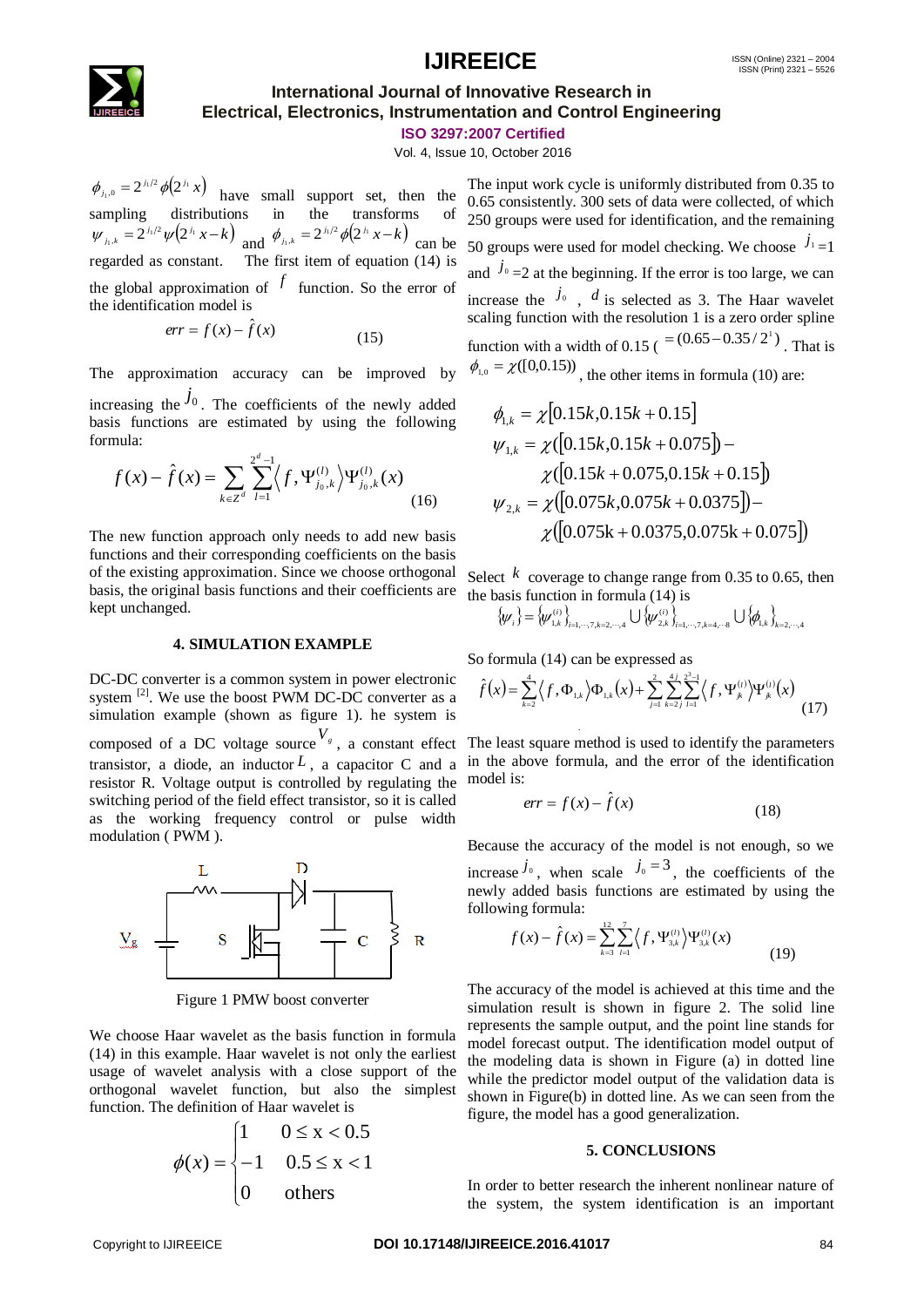$\phi_{j_1,0} = 2^{j_1/2}\phi(2^{j_1}x)$ have small support set, then the sampling distributions in the transforms of $\psi_{j_1,k} = 2^{j_1/2}\psi(2^{j_1}x-k)$ and $\phi_{j_1,k} = 2^{j_1/2}\phi(2^{j_1}x-k)$ can be regarded as constant. The first item of equation (14) is the global approximation of $f$ function. So the error of the identification model is

$$err = f(x) - \hat{f}(x) \tag{15}$$

The approximation accuracy can be improved by increasing the $j_0$. The coefficients of the newly added basis functions are estimated by using the following formula:

$$f(x) - \hat{f}(x) = \sum_{k \in Z^d} \sum_{l=1}^{2^d-1} \left\langle f, \Psi_{j_0,k}^{(l)} \right\rangle \Psi_{j_0,k}^{(l)}(x) \tag{16}$$

The new function approach only needs to add new basis functions and their corresponding coefficients on the basis of the existing approximation. Since we choose orthogonal basis, the original basis functions and their coefficients are kept unchanged.

## 4. SIMULATION EXAMPLE

DC-DC converter is a common system in power electronic system [2]. We use the boost PWM DC-DC converter as a simulation example (shown as figure 1). he system is composed of a DC voltage source $V_g$, a constant effect transistor, a diode, an inductor $L$, a capacitor C and a resistor R. Voltage output is controlled by regulating the switching period of the field effect transistor, so it is called as the working frequency control or pulse width modulation ( PWM ).

Figure 1 PMW boost converter

We choose Haar wavelet as the basis function in formula (14) in this example. Haar wavelet is not only the earliest usage of wavelet analysis with a close support of the orthogonal wavelet function, but also the simplest function. The definition of Haar wavelet is

$$\phi(x) = \begin{cases} 1 & 0 \le x < 0.5 \\ -1 & 0.5 \le x < 1 \\ 0 & \text{others} \end{cases}$$

The input work cycle is uniformly distributed from 0.35 to 0.65 consistently. 300 sets of data were collected, of which 250 groups were used for identification, and the remaining 50 groups were used for model checking. We choose $j_1=1$ and $j_0=2$ at the beginning. If the error is too large, we can increase the $j_0$, $d$ is selected as 3. The Haar wavelet scaling function with the resolution 1 is a zero order spline function with a width of 0.15 ( $=(0.65-0.35/2^1)$ . That is $\phi_{1,0} = \chi([0,0.15))$ , the other items in formula (10) are:

$$\begin{aligned}
\phi_{1,k} &= \chi[0.15k, 0.15k+0.15] \\
\psi_{1,k} &= \chi([0.15k, 0.15k+0.075]) - \\
&\quad \chi([0.15k+0.075, 0.15k+0.15]) \\
\psi_{2,k} &= \chi([0.075k, 0.075k+0.0375]) - \\
&\quad \chi([0.075k+0.0375, 0.075k+0.075])
\end{aligned}$$

Select $k$ coverage to change range from 0.35 to 0.65, then the basis function in formula (14) is

$$\{\psi_i\} = \{\psi_{1,k}^{(i)}\}_{i=1,\cdots,7,k=2,\cdots,4} \cup \{\psi_{2,k}^{(i)}\}_{i=1,\cdots,7,k=4,\cdots 8} \cup \{\phi_{1,k}\}_{k=2,\cdots,4}$$

So formula (14) can be expressed as

$$\hat{f}(x) = \sum_{k=2}^{4} \left\langle f, \Phi_{1,k} \right\rangle \Phi_{1,k}(x) + \sum_{j=1}^{2} \sum_{k=2j}^{4j} \sum_{l=1}^{2^3-1} \left\langle f, \Psi_{jk}^{(l)} \right\rangle \Psi_{jk}^{(l)}(x) \tag{17}$$

The least square method is used to identify the parameters in the above formula, and the error of the identification model is:

$$err = f(x) - \hat{f}(x) \tag{18}$$

Because the accuracy of the model is not enough, so we increase $j_0$, when scale $j_0 = 3$, the coefficients of the newly added basis functions are estimated by using the following formula:

$$f(x) - \hat{f}(x) = \sum_{k=3}^{12} \sum_{l=1}^{7} \left\langle f, \Psi_{3,k}^{(l)} \right\rangle \Psi_{3,k}^{(l)}(x) \tag{19}$$

The accuracy of the model is achieved at this time and the simulation result is shown in figure 2. The solid line represents the sample output, and the point line stands for model forecast output. The identification model output of the modeling data is shown in Figure (a) in dotted line while the predictor model output of the validation data is shown in Figure(b) in dotted line. As we can seen from the figure, the model has a good generalization.

## 5. CONCLUSIONS

In order to better research the inherent nonlinear nature of the system, the system identification is an important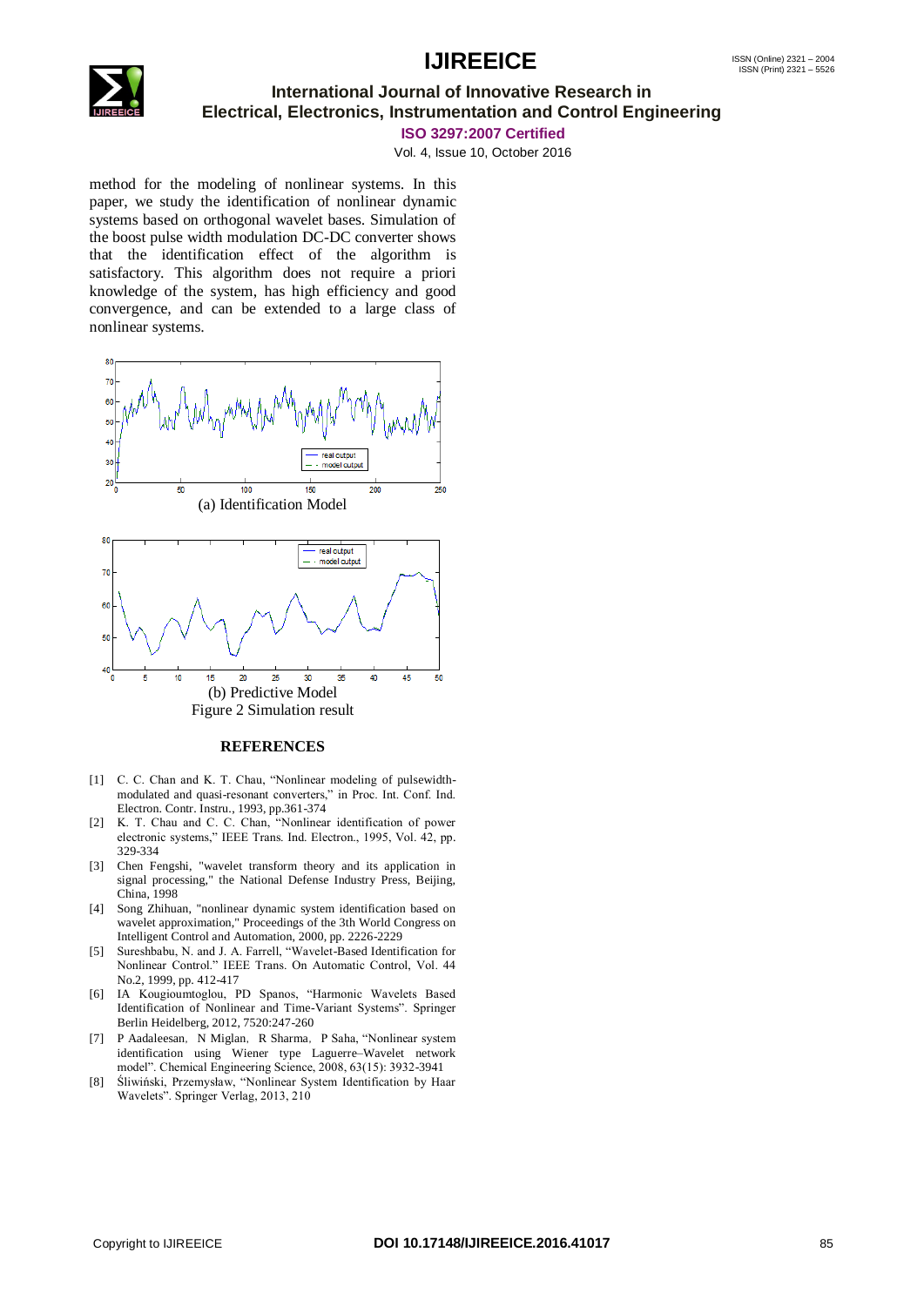method for the modeling of nonlinear systems. In this paper, we study the identification of nonlinear dynamic systems based on orthogonal wavelet bases. Simulation of the boost pulse width modulation DC-DC converter shows that the identification effect of the algorithm is satisfactory. This algorithm does not require a priori knowledge of the system, has high efficiency and good convergence, and can be extended to a large class of nonlinear systems.

80
70
60
50
40
30
20
0 50 100 150 200 250
real output
model output

(a) Identification Model

80
70
60
50
40
0 5 10 15 20 25 30 35 40 45 50
real output
model output

(b) Predictive Model

Figure 2 Simulation result

## REFERENCES

[1] C. C. Chan and K. T. Chau, "Nonlinear modeling of pulsewidth-modulated and quasi-resonant converters," in Proc. Int. Conf. Ind. Electron. Contr. Instru., 1993, pp.361-374

[2] K. T. Chau and C. C. Chan, "Nonlinear identification of power electronic systems," IEEE Trans. Ind. Electron., 1995, Vol. 42, pp. 329-334

[3] Chen Fengshi, "wavelet transform theory and its application in signal processing," the National Defense Industry Press, Beijing, China, 1998

[4] Song Zhihuan, "nonlinear dynamic system identification based on wavelet approximation," Proceedings of the 3th World Congress on Intelligent Control and Automation, 2000, pp. 2226-2229

[5] Sureshbabu, N. and J. A. Farrell, "Wavelet-Based Identification for Nonlinear Control." IEEE Trans. On Automatic Control, Vol. 44 No.2, 1999, pp. 412-417

[6] IA Kougioumtoglou, PD Spanos, "Harmonic Wavelets Based Identification of Nonlinear and Time-Variant Systems". Springer Berlin Heidelberg, 2012, 7520:247-260

[7] P Aadaleesan, N Miglan, R Sharma, P Saha, "Nonlinear system identification using Wiener type Laguerre–Wavelet network model". Chemical Engineering Science, 2008, 63(15): 3932-3941

[8] Śliwiński, Przemysław, "Nonlinear System Identification by Haar Wavelets". Springer Verlag, 2013, 210